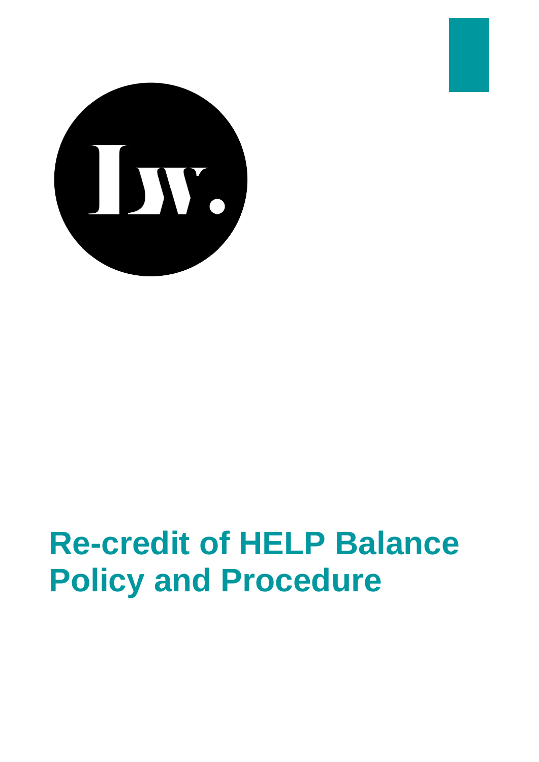# Re-credit of HELP Balance Policy and Procedure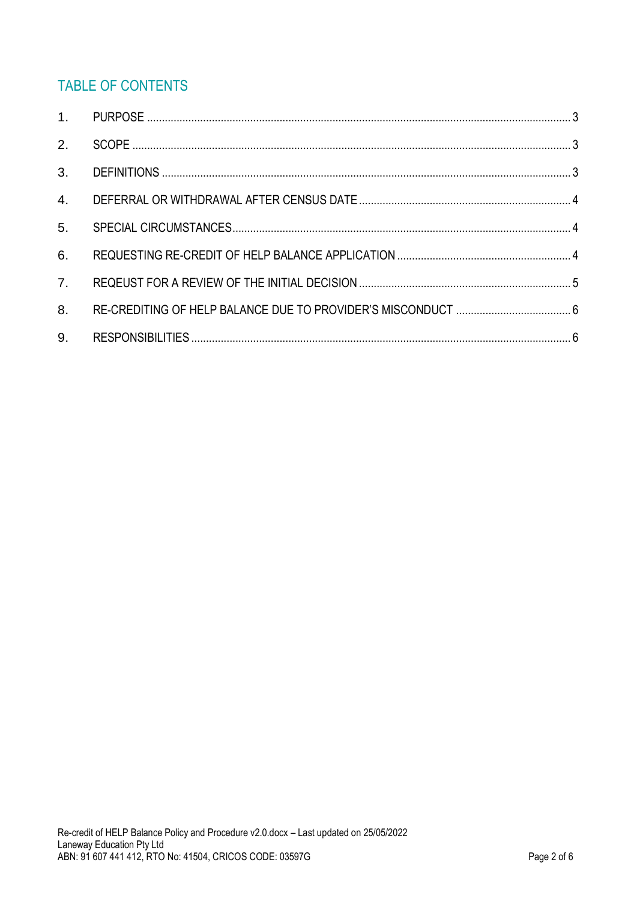## TABLE OF CONTENTS

1. PURPOSE ..... 3
2. SCOPE ..... 3
3. DEFINITIONS ..... 3
4. DEFERRAL OR WITHDRAWAL AFTER CENSUS DATE ..... 4
5. SPECIAL CIRCUMSTANCES ..... 4
6. REQUESTING RE-CREDIT OF HELP BALANCE APPLICATION ..... 4
7. REQEUST FOR A REVIEW OF THE INITIAL DECISION ..... 5
8. RE-CREDITING OF HELP BALANCE DUE TO PROVIDER'S MISCONDUCT ..... 6
9. RESPONSIBILITIES ..... 6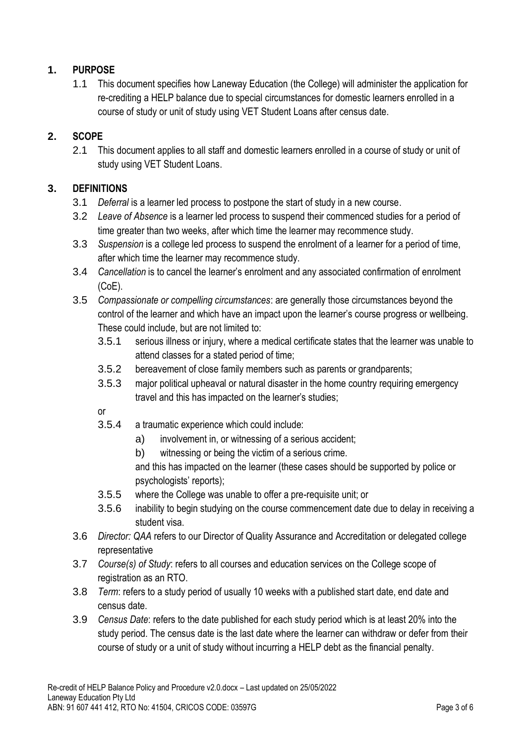## 1. PURPOSE

1.1 This document specifies how Laneway Education (the College) will administer the application for re-crediting a HELP balance due to special circumstances for domestic learners enrolled in a course of study or unit of study using VET Student Loans after census date.

## 2. SCOPE

2.1 This document applies to all staff and domestic learners enrolled in a course of study or unit of study using VET Student Loans.

## 3. DEFINITIONS

3.1 *Deferral* is a learner led process to postpone the start of study in a new course.

3.2 *Leave of Absence* is a learner led process to suspend their commenced studies for a period of time greater than two weeks, after which time the learner may recommence study.

3.3 *Suspension* is a college led process to suspend the enrolment of a learner for a period of time, after which time the learner may recommence study.

3.4 *Cancellation* is to cancel the learner's enrolment and any associated confirmation of enrolment (CoE).

3.5 *Compassionate or compelling circumstances*: are generally those circumstances beyond the control of the learner and which have an impact upon the learner's course progress or wellbeing. These could include, but are not limited to:

3.5.1 serious illness or injury, where a medical certificate states that the learner was unable to attend classes for a stated period of time;

3.5.2 bereavement of close family members such as parents or grandparents;

3.5.3 major political upheaval or natural disaster in the home country requiring emergency travel and this has impacted on the learner's studies;

or

3.5.4 a traumatic experience which could include:

a) involvement in, or witnessing of a serious accident;

b) witnessing or being the victim of a serious crime.

and this has impacted on the learner (these cases should be supported by police or psychologists' reports);

3.5.5 where the College was unable to offer a pre-requisite unit; or

3.5.6 inability to begin studying on the course commencement date due to delay in receiving a student visa.

3.6 *Director: QAA* refers to our Director of Quality Assurance and Accreditation or delegated college representative

3.7 *Course(s) of Study*: refers to all courses and education services on the College scope of registration as an RTO.

3.8 *Term*: refers to a study period of usually 10 weeks with a published start date, end date and census date.

3.9 *Census Date*: refers to the date published for each study period which is at least 20% into the study period. The census date is the last date where the learner can withdraw or defer from their course of study or a unit of study without incurring a HELP debt as the financial penalty.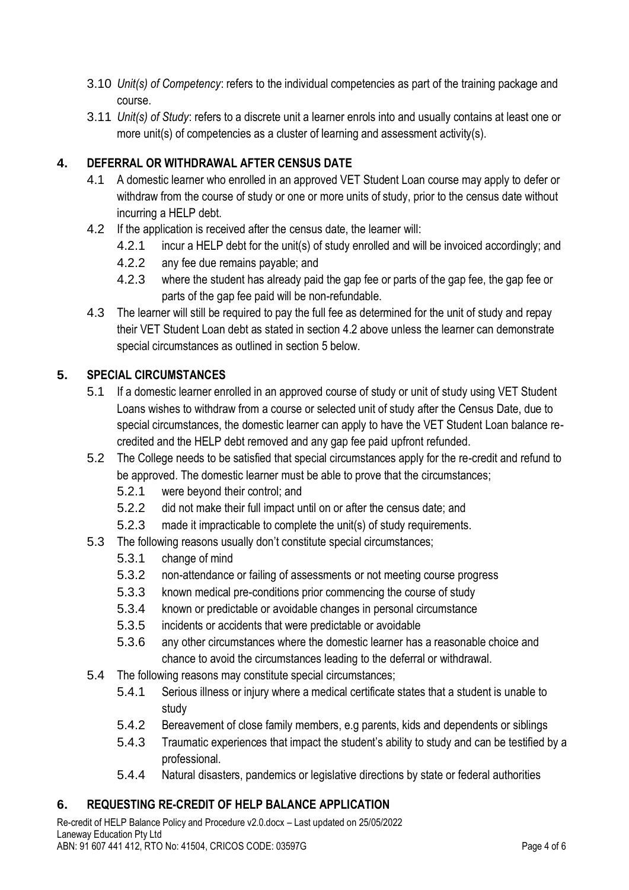3.10 *Unit(s) of Competency*: refers to the individual competencies as part of the training package and course.

3.11 *Unit(s) of Study*: refers to a discrete unit a learner enrols into and usually contains at least one or more unit(s) of competencies as a cluster of learning and assessment activity(s).

## 4. DEFERRAL OR WITHDRAWAL AFTER CENSUS DATE

4.1 A domestic learner who enrolled in an approved VET Student Loan course may apply to defer or withdraw from the course of study or one or more units of study, prior to the census date without incurring a HELP debt.

4.2 If the application is received after the census date, the learner will:

- 4.2.1 incur a HELP debt for the unit(s) of study enrolled and will be invoiced accordingly; and
- 4.2.2 any fee due remains payable; and
- 4.2.3 where the student has already paid the gap fee or parts of the gap fee, the gap fee or parts of the gap fee paid will be non-refundable.

4.3 The learner will still be required to pay the full fee as determined for the unit of study and repay their VET Student Loan debt as stated in section 4.2 above unless the learner can demonstrate special circumstances as outlined in section 5 below.

## 5. SPECIAL CIRCUMSTANCES

5.1 If a domestic learner enrolled in an approved course of study or unit of study using VET Student Loans wishes to withdraw from a course or selected unit of study after the Census Date, due to special circumstances, the domestic learner can apply to have the VET Student Loan balance re-credited and the HELP debt removed and any gap fee paid upfront refunded.

5.2 The College needs to be satisfied that special circumstances apply for the re-credit and refund to be approved. The domestic learner must be able to prove that the circumstances;

- 5.2.1 were beyond their control; and
- 5.2.2 did not make their full impact until on or after the census date; and
- 5.2.3 made it impracticable to complete the unit(s) of study requirements.

5.3 The following reasons usually don't constitute special circumstances;

- 5.3.1 change of mind
- 5.3.2 non-attendance or failing of assessments or not meeting course progress
- 5.3.3 known medical pre-conditions prior commencing the course of study
- 5.3.4 known or predictable or avoidable changes in personal circumstance
- 5.3.5 incidents or accidents that were predictable or avoidable
- 5.3.6 any other circumstances where the domestic learner has a reasonable choice and chance to avoid the circumstances leading to the deferral or withdrawal.

5.4 The following reasons may constitute special circumstances;

- 5.4.1 Serious illness or injury where a medical certificate states that a student is unable to study
- 5.4.2 Bereavement of close family members, e.g parents, kids and dependents or siblings
- 5.4.3 Traumatic experiences that impact the student's ability to study and can be testified by a professional.
- 5.4.4 Natural disasters, pandemics or legislative directions by state or federal authorities

## 6. REQUESTING RE-CREDIT OF HELP BALANCE APPLICATION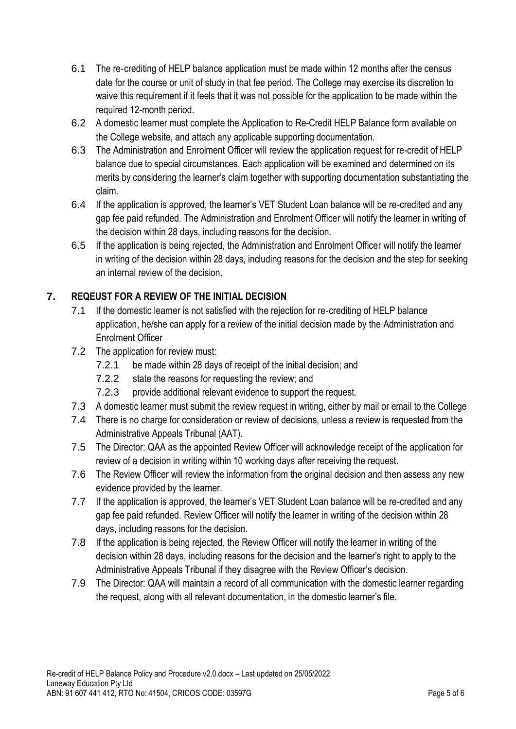6.1 The re-crediting of HELP balance application must be made within 12 months after the census date for the course or unit of study in that fee period. The College may exercise its discretion to waive this requirement if it feels that it was not possible for the application to be made within the required 12-month period.

6.2 A domestic learner must complete the Application to Re-Credit HELP Balance form available on the College website, and attach any applicable supporting documentation.

6.3 The Administration and Enrolment Officer will review the application request for re-credit of HELP balance due to special circumstances. Each application will be examined and determined on its merits by considering the learner's claim together with supporting documentation substantiating the claim.

6.4 If the application is approved, the learner's VET Student Loan balance will be re-credited and any gap fee paid refunded. The Administration and Enrolment Officer will notify the learner in writing of the decision within 28 days, including reasons for the decision.

6.5 If the application is being rejected, the Administration and Enrolment Officer will notify the learner in writing of the decision within 28 days, including reasons for the decision and the step for seeking an internal review of the decision.

## 7. REQEUST FOR A REVIEW OF THE INITIAL DECISION

7.1 If the domestic learner is not satisfied with the rejection for re-crediting of HELP balance application, he/she can apply for a review of the initial decision made by the Administration and Enrolment Officer

7.2 The application for review must:

- 7.2.1 be made within 28 days of receipt of the initial decision; and
- 7.2.2 state the reasons for requesting the review; and
- 7.2.3 provide additional relevant evidence to support the request.

7.3 A domestic learner must submit the review request in writing, either by mail or email to the College

7.4 There is no charge for consideration or review of decisions, unless a review is requested from the Administrative Appeals Tribunal (AAT).

7.5 The Director: QAA as the appointed Review Officer will acknowledge receipt of the application for review of a decision in writing within 10 working days after receiving the request.

7.6 The Review Officer will review the information from the original decision and then assess any new evidence provided by the learner.

7.7 If the application is approved, the learner's VET Student Loan balance will be re-credited and any gap fee paid refunded. Review Officer will notify the learner in writing of the decision within 28 days, including reasons for the decision.

7.8 If the application is being rejected, the Review Officer will notify the learner in writing of the decision within 28 days, including reasons for the decision and the learner's right to apply to the Administrative Appeals Tribunal if they disagree with the Review Officer's decision.

7.9 The Director: QAA will maintain a record of all communication with the domestic learner regarding the request, along with all relevant documentation, in the domestic learner's file.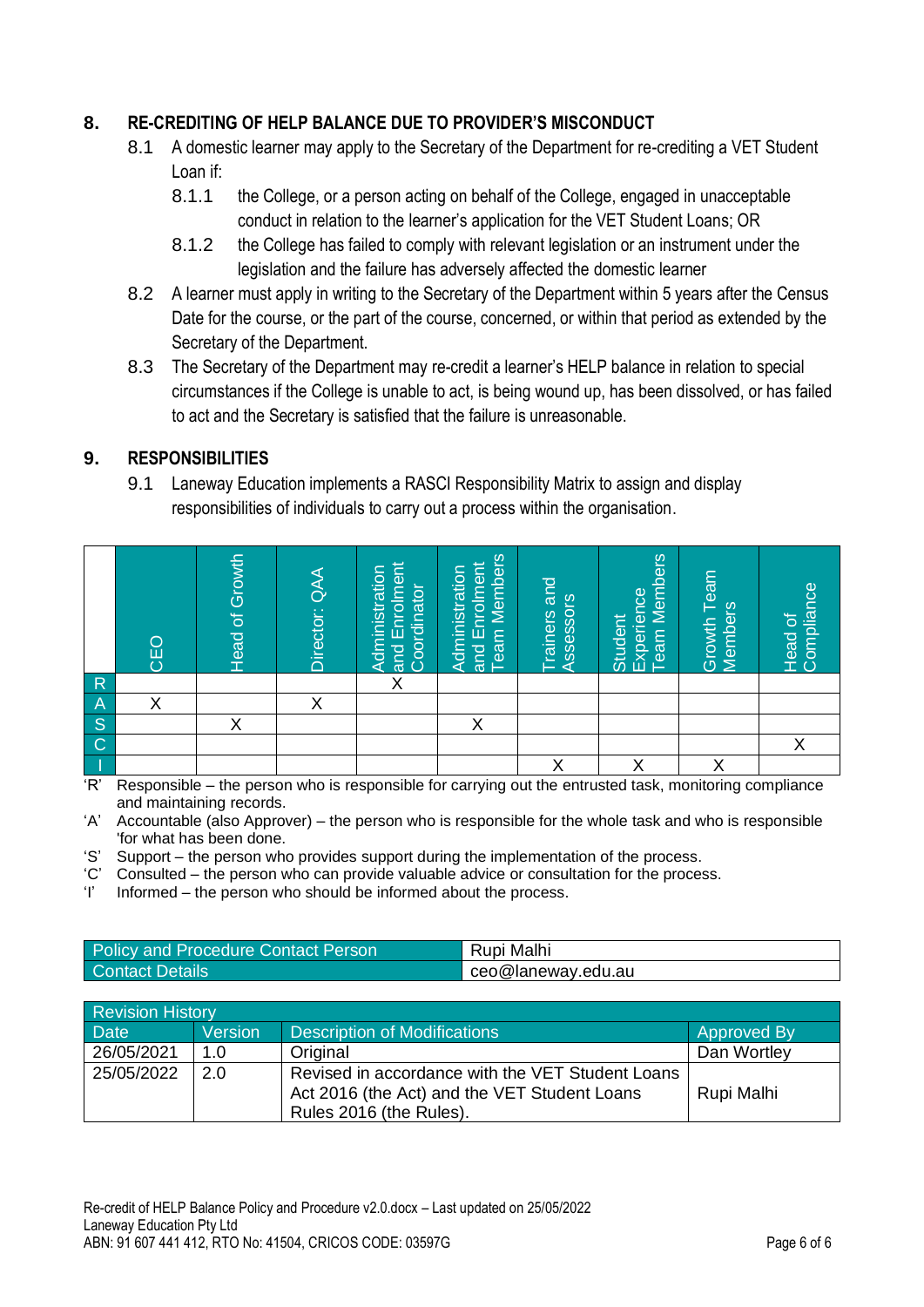## 8. RE-CREDITING OF HELP BALANCE DUE TO PROVIDER'S MISCONDUCT

8.1 A domestic learner may apply to the Secretary of the Department for re-crediting a VET Student Loan if:

8.1.1 the College, or a person acting on behalf of the College, engaged in unacceptable conduct in relation to the learner's application for the VET Student Loans; OR

8.1.2 the College has failed to comply with relevant legislation or an instrument under the legislation and the failure has adversely affected the domestic learner

8.2 A learner must apply in writing to the Secretary of the Department within 5 years after the Census Date for the course, or the part of the course, concerned, or within that period as extended by the Secretary of the Department.

8.3 The Secretary of the Department may re-credit a learner's HELP balance in relation to special circumstances if the College is unable to act, is being wound up, has been dissolved, or has failed to act and the Secretary is satisfied that the failure is unreasonable.

## 9. RESPONSIBILITIES

9.1 Laneway Education implements a RASCI Responsibility Matrix to assign and display responsibilities of individuals to carry out a process within the organisation.

| | CEO | Head of Growth | Director: QAA | Administration and Enrolment Coordinator | Administration and Enrolment Team Members | Trainers and Assessors | Student Experience Team Members | Growth Team Members | Head of Compliance |
|---|---|---|---|---|---|---|---|---|---|
| R | | | | X | | | | | |
| A | X | | X | | | | | | |
| S | | X | | | X | | | | |
| C | | | | | | | | | X |
| I | | | | | | X | X | X | |

'R' Responsible – the person who is responsible for carrying out the entrusted task, monitoring compliance and maintaining records.

'A' Accountable (also Approver) – the person who is responsible for the whole task and who is responsible 'for what has been done.

'S' Support – the person who provides support during the implementation of the process.

'C' Consulted – the person who can provide valuable advice or consultation for the process.

'I' Informed – the person who should be informed about the process.

| | |
|---|---|
| Policy and Procedure Contact Person | Rupi Malhi |
| Contact Details | ceo@laneway.edu.au |

| Revision History | | | |
|---|---|---|---|
| Date | Version | Description of Modifications | Approved By |
| 26/05/2021 | 1.0 | Original | Dan Wortley |
| 25/05/2022 | 2.0 | Revised in accordance with the VET Student Loans Act 2016 (the Act) and the VET Student Loans Rules 2016 (the Rules). | Rupi Malhi |

Re-credit of HELP Balance Policy and Procedure v2.0.docx – Last updated on 25/05/2022
Laneway Education Pty Ltd
ABN: 91 607 441 412, RTO No: 41504, CRICOS CODE: 03597G